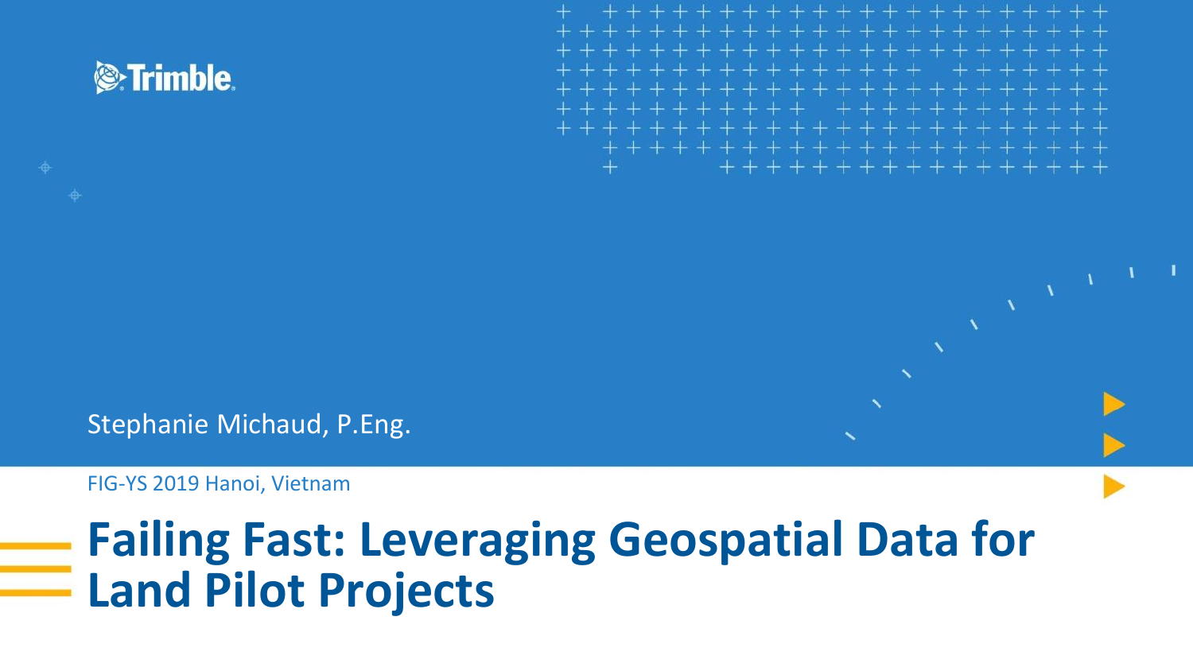Trimble

Stephanie Michaud, P.Eng.

FIG-YS 2019 Hanoi, Vietnam

# Failing Fast: Leveraging Geospatial Data for Land Pilot Projects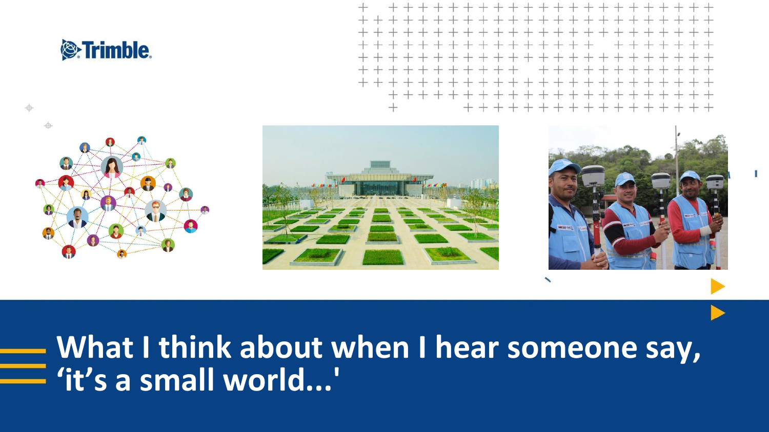# What I think about when I hear someone say, ‘it’s a small world...'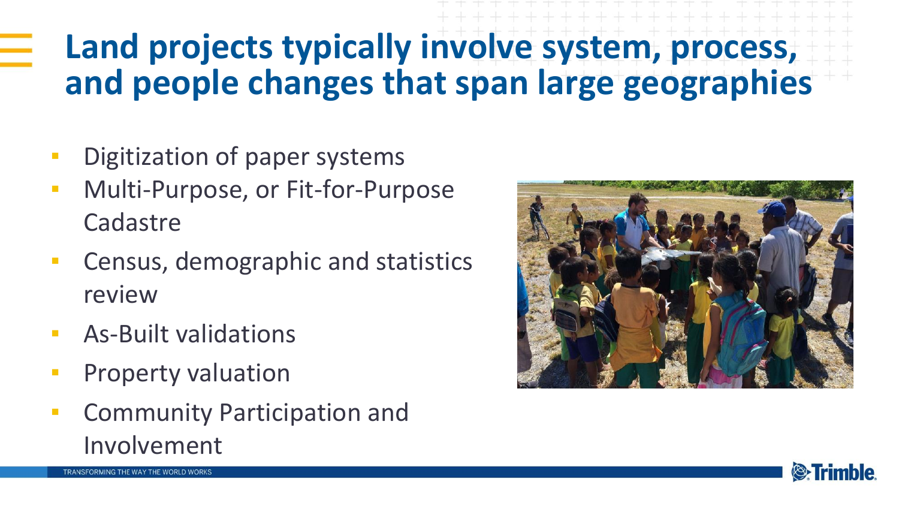# Land projects typically involve system, process, and people changes that span large geographies

- Digitization of paper systems
- Multi-Purpose, or Fit-for-Purpose Cadastre
- Census, demographic and statistics review
- As-Built validations
- Property valuation
- Community Participation and Involvement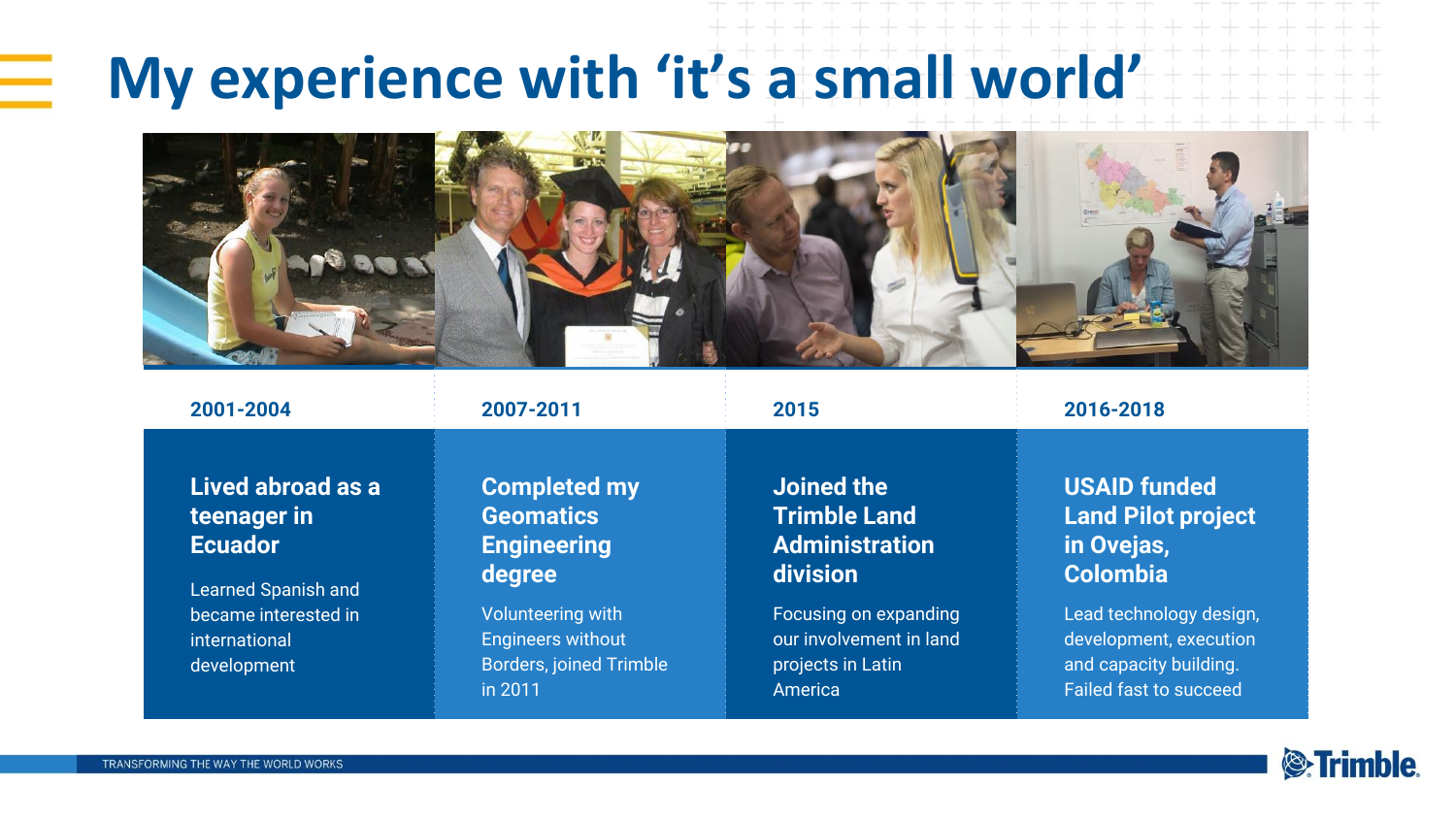# My experience with 'it's a small world'

### 2001-2004

**Lived abroad as a teenager in Ecuador**

Learned Spanish and became interested in international development

### 2007-2011

**Completed my Geomatics Engineering degree**

Volunteering with Engineers without Borders, joined Trimble in 2011

### 2015

**Joined the Trimble Land Administration division**

Focusing on expanding our involvement in land projects in Latin America

### 2016-2018

**USAID funded Land Pilot project in Ovejas, Colombia**

Lead technology design, development, execution and capacity building. Failed fast to succeed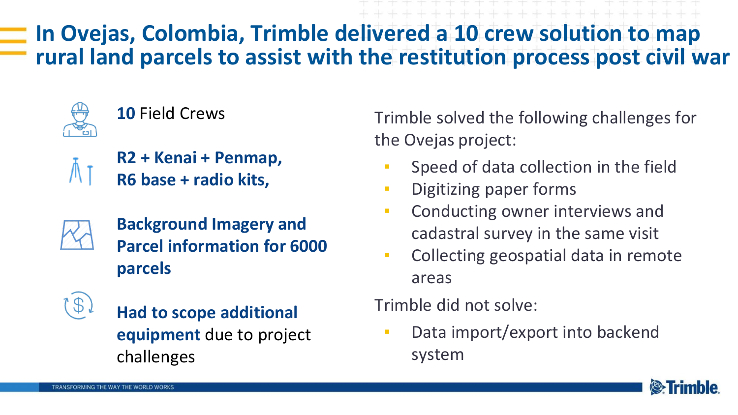# In Ovejas, Colombia, Trimble delivered a 10 crew solution to map rural land parcels to assist with the restitution process post civil war

**10** Field Crews

**R2 + Kenai + Penmap, R6 base + radio kits,**

**Background Imagery and Parcel information for 6000 parcels**

**Had to scope additional equipment** due to project challenges

Trimble solved the following challenges for the Ovejas project:

- Speed of data collection in the field
- Digitizing paper forms
- Conducting owner interviews and cadastral survey in the same visit
- Collecting geospatial data in remote areas

Trimble did not solve:

- Data import/export into backend system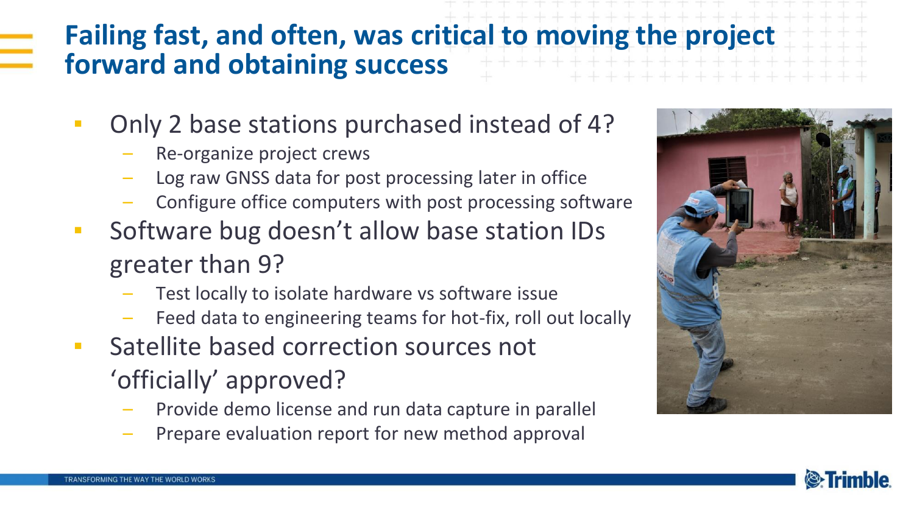# Failing fast, and often, was critical to moving the project forward and obtaining success

- Only 2 base stations purchased instead of 4?
  - Re-organize project crews
  - Log raw GNSS data for post processing later in office
  - Configure office computers with post processing software
- Software bug doesn't allow base station IDs greater than 9?
  - Test locally to isolate hardware vs software issue
  - Feed data to engineering teams for hot-fix, roll out locally
- Satellite based correction sources not 'officially' approved?
  - Provide demo license and run data capture in parallel
  - Prepare evaluation report for new method approval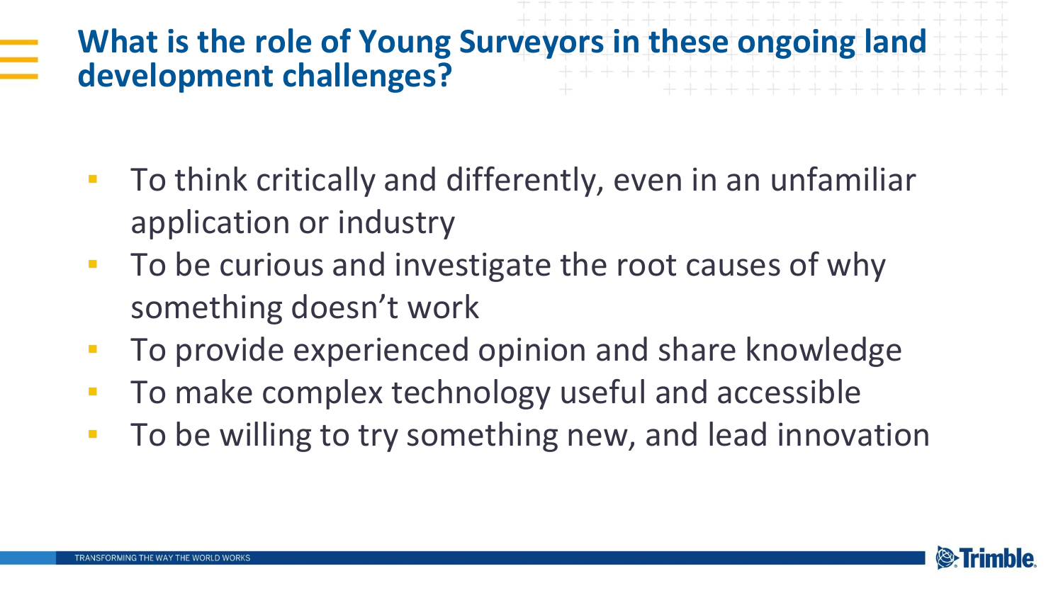# What is the role of Young Surveyors in these ongoing land development challenges?

- To think critically and differently, even in an unfamiliar application or industry
- To be curious and investigate the root causes of why something doesn't work
- To provide experienced opinion and share knowledge
- To make complex technology useful and accessible
- To be willing to try something new, and lead innovation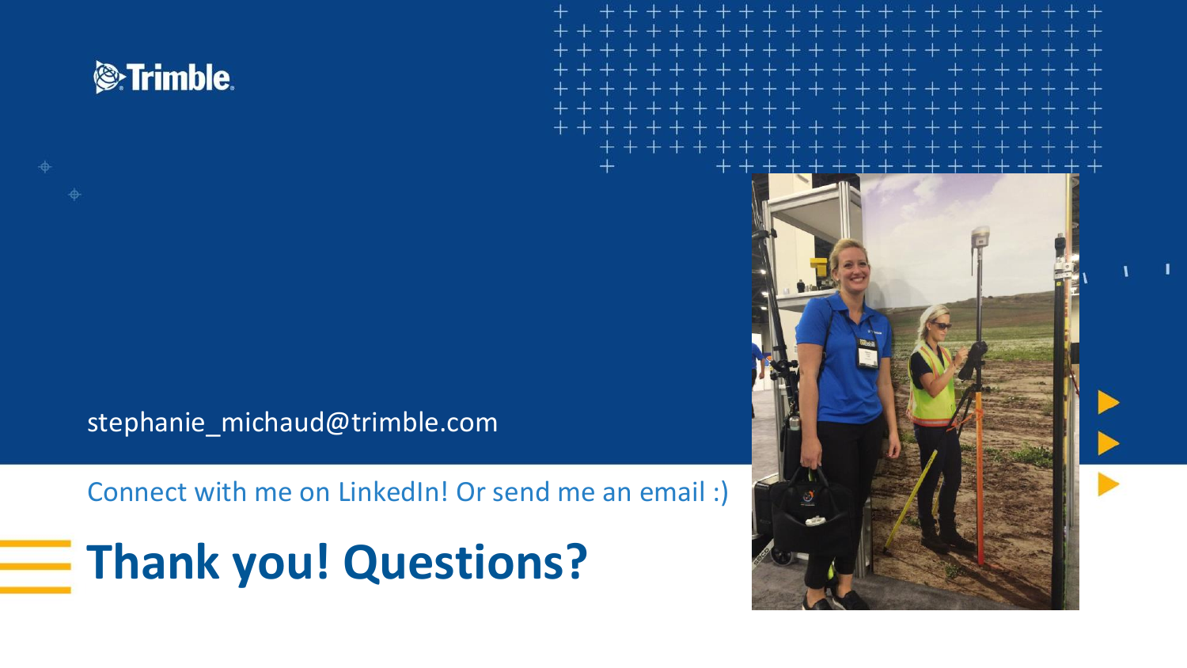stephanie_michaud@trimble.com

Connect with me on LinkedIn! Or send me an email :)

# Thank you! Questions?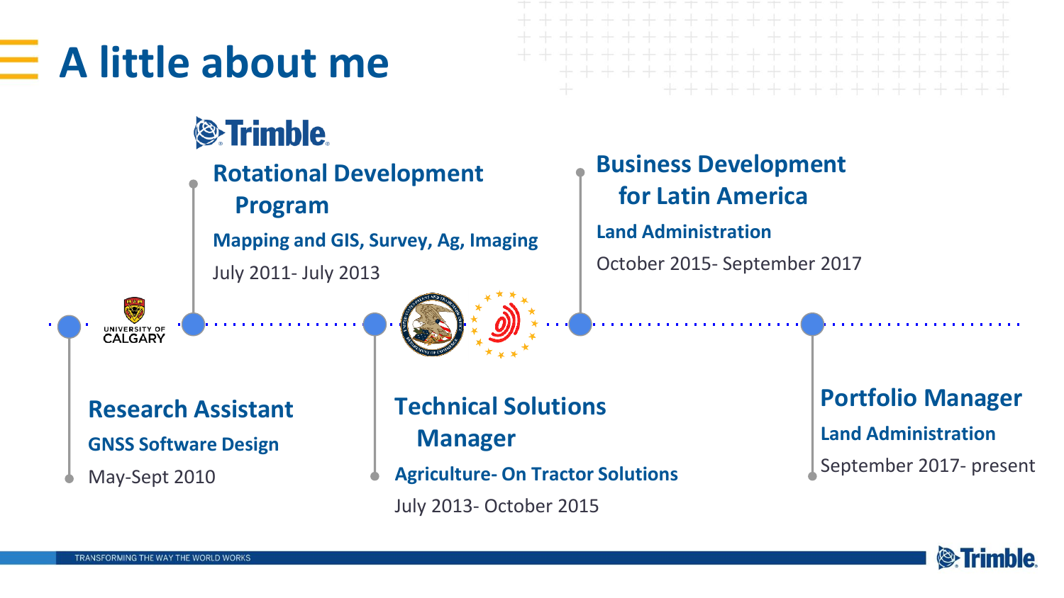# A little about me

### Research Assistant
**GNSS Software Design**

May-Sept 2010

### Rotational Development Program
**Mapping and GIS, Survey, Ag, Imaging**

July 2011- July 2013

### Technical Solutions Manager
**Agriculture- On Tractor Solutions**

July 2013- October 2015

### Business Development for Latin America
**Land Administration**

October 2015- September 2017

### Portfolio Manager
**Land Administration**

September 2017- present